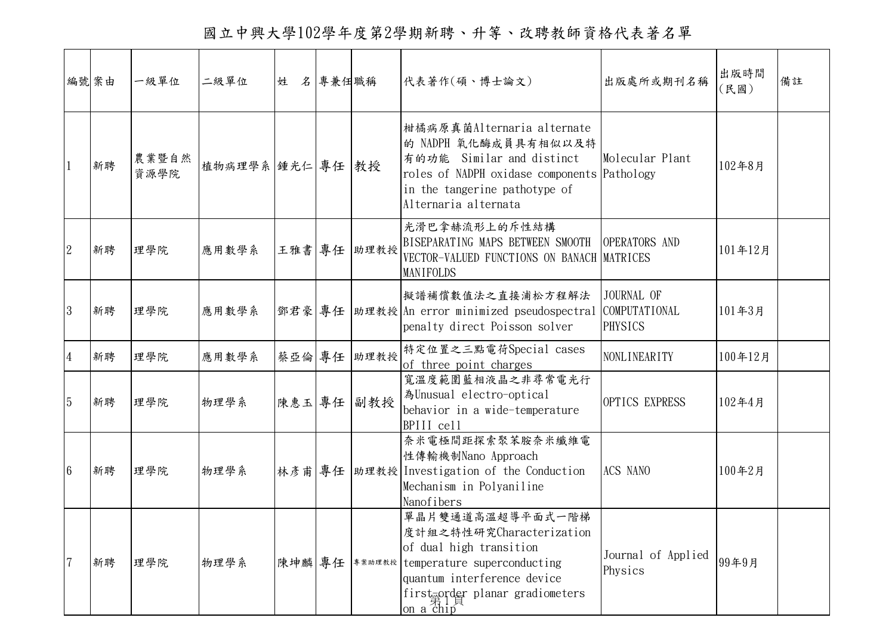# 國立中興大學102學年度第2學期新聘、升等、改聘教師資格代表著名單

| 編號 | 案由 | 一級單位 | 二級單位 | 姓　名 | 專兼任 | 職稱 | 代表著作(碩、博士論文) | 出版處所或期刊名稱 | 出版時間(民國) | 備註 |
|---|---|---|---|---|---|---|---|---|---|---|
| 1 | 新聘 | 農業暨自然資源學院 | 植物病理學系 | 鍾光仁 | 專任 | 教授 | 柑橘病原真菌Alternaria alternate 的 NADPH 氧化酶成員具有相似以及特有的功能　Similar and distinct roles of NADPH oxidase components in the tangerine pathotype of Alternaria alternata | Molecular Plant Pathology | 102年8月 | |
| 2 | 新聘 | 理學院 | 應用數學系 | 王雅書 | 專任 | 助理教授 | 光滑巴拿赫流形上的斥性結構 BISEPARATING MAPS BETWEEN SMOOTH VECTOR-VALUED FUNCTIONS ON BANACH MANIFOLDS | OPERATORS AND MATRICES | 101年12月 | |
| 3 | 新聘 | 理學院 | 應用數學系 | 鄧君豪 | 專任 | 助理教授 | 擬譜補償數值法之直接浦松方程解法 An error minimized pseudospectral penalty direct Poisson solver | JOURNAL OF COMPUTATIONAL PHYSICS | 101年3月 | |
| 4 | 新聘 | 理學院 | 應用數學系 | 蔡亞倫 | 專任 | 助理教授 | 特定位置之三點電荷Special cases of three point charges | NONLINEARITY | 100年12月 | |
| 5 | 新聘 | 理學院 | 物理學系 | 陳惠玉 | 專任 | 副教授 | 寬溫度範圍藍相液晶之非尋常電光行為Unusual electro-optical behavior in a wide-temperature BPIII cell | OPTICS EXPRESS | 102年4月 | |
| 6 | 新聘 | 理學院 | 物理學系 | 林彥甫 | 專任 | 助理教授 | 奈米電極間距探索聚苯胺奈米纖維電性傳輸機制Nano Approach Investigation of the Conduction Mechanism in Polyaniline Nanofibers | ACS NANO | 100年2月 | |
| 7 | 新聘 | 理學院 | 物理學系 | 陳坤麟 | 專任 | 專案助理教授 | 單晶片雙通道高溫超導平面式一階梯度計組之特性研究Characterization of dual high transition temperature superconducting quantum interference device first-order planar gradiometers on a chip | Journal of Applied Physics | 99年9月 | |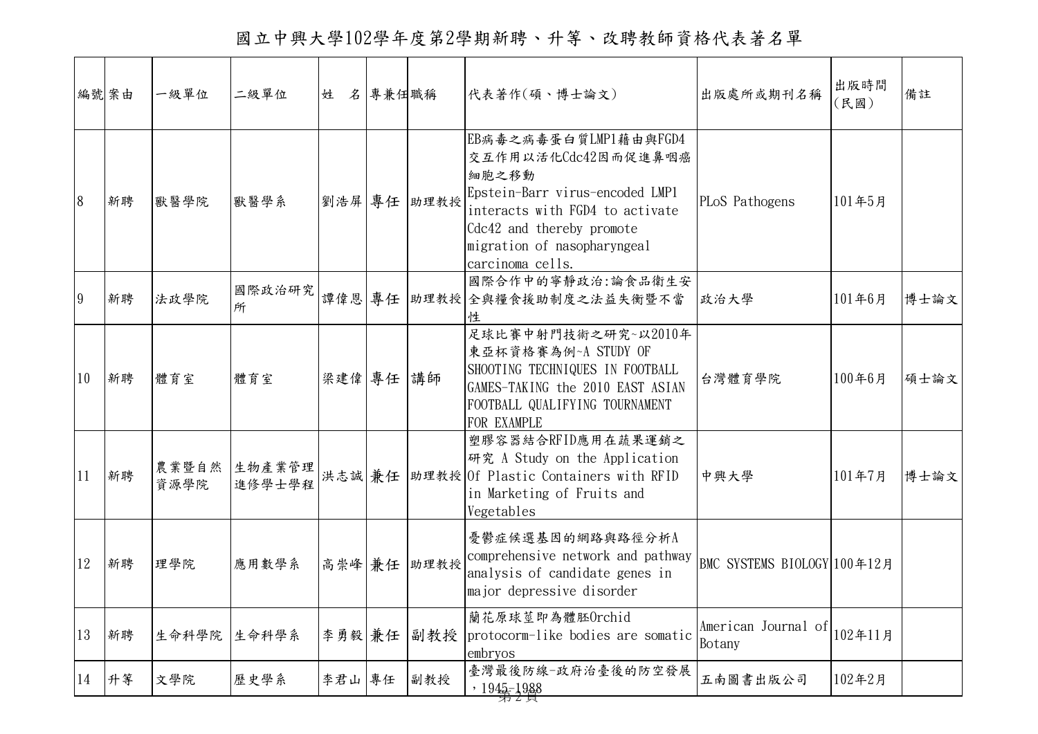# 國立中興大學102學年度第2學期新聘、升等、改聘教師資格代表著名單

| 編號 | 案由 | 一級單位 | 二級單位 | 姓　名 | 專兼任 | 職稱 | 代表著作(碩、博士論文) | 出版處所或期刊名稱 | 出版時間(民國) | 備註 |
|---|---|---|---|---|---|---|---|---|---|---|
| 8 | 新聘 | 獸醫學院 | 獸醫學系 | 劉浩屏 | 專任 | 助理教授 | EB病毒之病毒蛋白質LMP1藉由與FGD4交互作用以活化Cdc42因而促進鼻咽癌細胞之移動 Epstein-Barr virus-encoded LMP1 interacts with FGD4 to activate Cdc42 and thereby promote migration of nasopharyngeal carcinoma cells. | PLoS Pathogens | 101年5月 | |
| 9 | 新聘 | 法政學院 | 國際政治研究所 | 譚偉恩 | 專任 | 助理教授 | 國際合作中的寧靜政治:論食品衛生安全與糧食援助制度之法益失衡暨不當性 | 政治大學 | 101年6月 | 博士論文 |
| 10 | 新聘 | 體育室 | 體育室 | 梁建偉 | 專任 | 講師 | 足球比賽中射門技術之研究~以2010年東亞杯資格賽為例~A STUDY OF SHOOTING TECHNIQUES IN FOOTBALL GAMES-TAKING the 2010 EAST ASIAN FOOTBALL QUALIFYING TOURNAMENT FOR EXAMPLE | 台灣體育學院 | 100年6月 | 碩士論文 |
| 11 | 新聘 | 農業暨自然資源學院 | 生物產業管理進修學士學程 | 洪志誠 | 兼任 | 助理教授 | 塑膠容器結合RFID應用在蔬果運銷之研究 A Study on the Application Of Plastic Containers with RFID in Marketing of Fruits and Vegetables | 中興大學 | 101年7月 | 博士論文 |
| 12 | 新聘 | 理學院 | 應用數學系 | 高崇峰 | 兼任 | 助理教授 | 憂鬱症候選基因的網路與路徑分析A comprehensive network and pathway analysis of candidate genes in major depressive disorder | BMC SYSTEMS BIOLOGY | 100年12月 | |
| 13 | 新聘 | 生命科學院 | 生命科學系 | 李勇毅 | 兼任 | 副教授 | 蘭花原球莖即為體胚Orchid protocorm-like bodies are somatic embryos | American Journal of Botany | 102年11月 | |
| 14 | 升等 | 文學院 | 歷史學系 | 李君山 | 專任 | 副教授 | 臺灣最後防線-政府治臺後的防空發展，1945-1988 | 五南圖書出版公司 | 102年2月 | |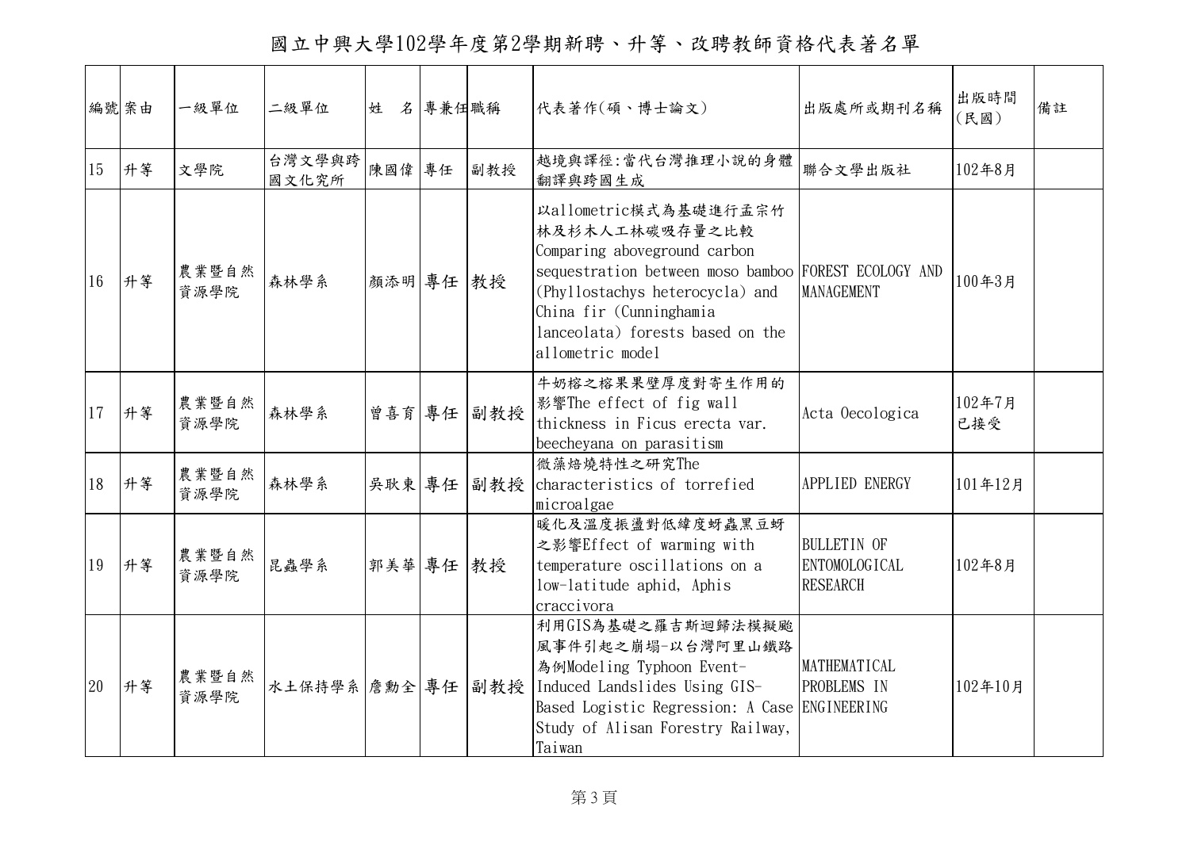# 國立中興大學102學年度第2學期新聘、升等、改聘教師資格代表著名單

| 編號 | 案由 | 一級單位 | 二級單位 | 姓　名 | 專兼任 | 職稱 | 代表著作(碩、博士論文) | 出版處所或期刊名稱 | 出版時間(民國) | 備註 |
|---|---|---|---|---|---|---|---|---|---|---|
| 15 | 升等 | 文學院 | 台灣文學與跨國文化究所 | 陳國偉 | 專任 | 副教授 | 越境與譯徑:當代台灣推理小說的身體翻譯與跨國生成 | 聯合文學出版社 | 102年8月 | |
| 16 | 升等 | 農業暨自然資源學院 | 森林學系 | 顏添明 | 專任 | 教授 | 以allometric模式為基礎進行孟宗竹林及杉木人工林碳吸存量之比較 Comparing aboveground carbon sequestration between moso bamboo (Phyllostachys heterocycla) and China fir (Cunninghamia lanceolata) forests based on the allometric model | FOREST ECOLOGY AND MANAGEMENT | 100年3月 | |
| 17 | 升等 | 農業暨自然資源學院 | 森林學系 | 曾喜育 | 專任 | 副教授 | 牛奶榕之榕果果壁厚度對寄生作用的影響The effect of fig wall thickness in Ficus erecta var. beecheyana on parasitism | Acta Oecologica | 102年7月 已接受 | |
| 18 | 升等 | 農業暨自然資源學院 | 森林學系 | 吳耿東 | 專任 | 副教授 | 微藻焙燒特性之研究The characteristics of torrefied microalgae | APPLIED ENERGY | 101年12月 | |
| 19 | 升等 | 農業暨自然資源學院 | 昆蟲學系 | 郭美華 | 專任 | 教授 | 暖化及溫度振盪對低緯度蚜蟲黑豆蚜之影響Effect of warming with temperature oscillations on a low-latitude aphid, Aphis craccivora | BULLETIN OF ENTOMOLOGICAL RESEARCH | 102年8月 | |
| 20 | 升等 | 農業暨自然資源學院 | 水土保持學系 | 詹勳全 | 專任 | 副教授 | 利用GIS為基礎之羅吉斯迴歸法模擬颱風事件引起之崩塌-以台灣阿里山鐵路為例Modeling Typhoon Event-Induced Landslides Using GIS-Based Logistic Regression: A Case Study of Alisan Forestry Railway, Taiwan | MATHEMATICAL PROBLEMS IN ENGINEERING | 102年10月 | |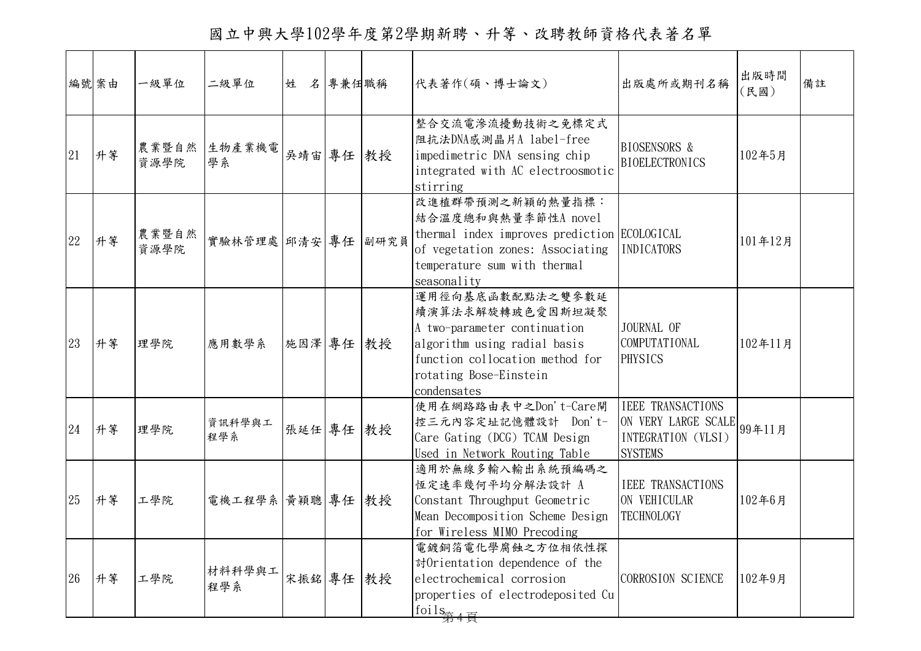# 國立中興大學102學年度第2學期新聘、升等、改聘教師資格代表著名單

| 編號 | 案由 | 一級單位 | 二級單位 | 姓　名 | 專兼任 | 職稱 | 代表著作(碩、博士論文) | 出版處或期刊名稱 | 出版時間(民國) | 備註 |
|---|---|---|---|---|---|---|---|---|---|---|
| 21 | 升等 | 農業暨自然資源學院 | 生物產業機電學系 | 吳靖宙 | 專任 | 教授 | 整合交流電滲流擾動技術之免標定式阻抗法DNA感測晶片A label-free impedimetric DNA sensing chip integrated with AC electroosmotic stirring | BIOSENSORS & BIOELECTRONICS | 102年5月 | |
| 22 | 升等 | 農業暨自然資源學院 | 實驗林管理處 | 邱清安 | 專任 | 副研究員 | 改進植群帶預測之新穎的熱量指標：結合溫度總和與熱量季節性A novel thermal index improves prediction of vegetation zones: Associating temperature sum with thermal seasonality | ECOLOGICAL INDICATORS | 101年12月 | |
| 23 | 升等 | 理學院 | 應用數學系 | 施因澤 | 專任 | 教授 | 運用徑向基底函數配點法之雙參數延續演算法求解旋轉玻色愛因斯坦凝聚 A two-parameter continuation algorithm using radial basis function collocation method for rotating Bose-Einstein condensates | JOURNAL OF COMPUTATIONAL PHYSICS | 102年11月 | |
| 24 | 升等 | 理學院 | 資訊科學與工程學系 | 張延任 | 專任 | 教授 | 使用在網路路由表中之Don't-Care閘控三元內容定址記憶體設計 Don't-Care Gating (DCG) TCAM Design Used in Network Routing Table | IEEE TRANSACTIONS ON VERY LARGE SCALE INTEGRATION (VLSI) SYSTEMS | 99年11月 | |
| 25 | 升等 | 工學院 | 電機工程學系 | 黃穎聰 | 專任 | 教授 | 適用於無線多輸入輸出系統預編碼之恆定速率幾何平均分解法設計 A Constant Throughput Geometric Mean Decomposition Scheme Design for Wireless MIMO Precoding | IEEE TRANSACTIONS ON VEHICULAR TECHNOLOGY | 102年6月 | |
| 26 | 升等 | 工學院 | 材料科學與工程學系 | 宋振銘 | 專任 | 教授 | 電鍍銅箔電化學腐蝕之方位相依性探討Orientation dependence of the electrochemical corrosion properties of electrodeposited Cu foils | CORROSION SCIENCE | 102年9月 | |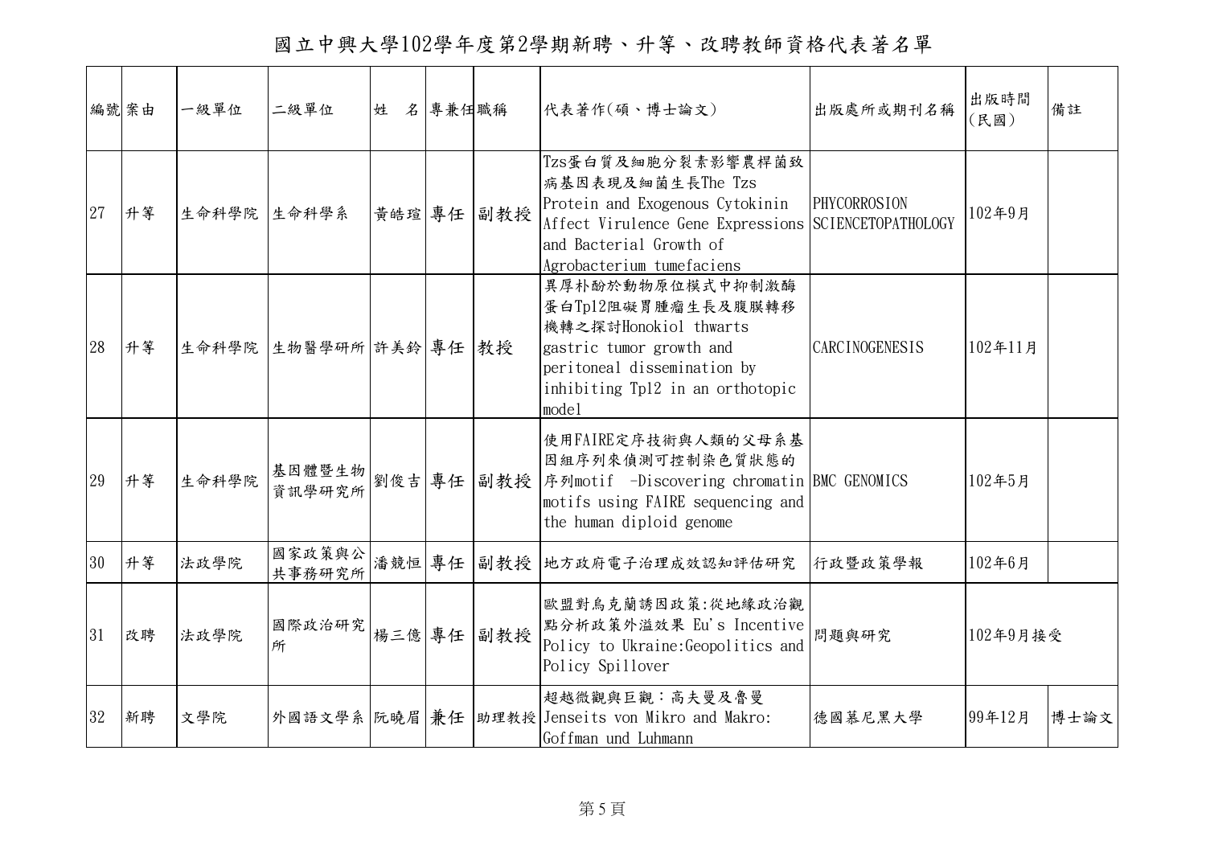# 國立中興大學102學年度第2學期新聘、升等、改聘教師資格代表著名單

| 編號 | 案由 | 一級單位 | 二級單位 | 姓　名 | 專兼任 | 職稱 | 代表著作(碩、博士論文) | 出版處所或期刊名稱 | 出版時間(民國) | 備註 |
|---|---|---|---|---|---|---|---|---|---|---|
| 27 | 升等 | 生命科學院 | 生命科學系 | 黃皓瑄 | 專任 | 副教授 | Tzs蛋白質及細胞分裂素影響農桿菌致病基因表現及細菌生長The Tzs Protein and Exogenous Cytokinin Affect Virulence Gene Expressions and Bacterial Growth of Agrobacterium tumefaciens | PHYCORROSION SCIENCETOPATHOLOGY | 102年9月 | |
| 28 | 升等 | 生命科學院 | 生物醫學研所 | 許美鈴 | 專任 | 教授 | 異厚朴酚於動物原位模式中抑制激酶蛋白Tpl2阻礙胃腫瘤生長及腹膜轉移機轉之探討Honokiol thwarts gastric tumor growth and peritoneal dissemination by inhibiting Tpl2 in an orthotopic model | CARCINOGENESIS | 102年11月 | |
| 29 | 升等 | 生命科學院 | 基因體暨生物資訊學研究所 | 劉俊吉 | 專任 | 副教授 | 使用FAIRE定序技術與人類的父母系基因組序列來偵測可控制染色質狀態的序列motif -Discovering chromatin motifs using FAIRE sequencing and the human diploid genome | BMC GENOMICS | 102年5月 | |
| 30 | 升等 | 法政學院 | 國家政策與公共事務研究所 | 潘競恒 | 專任 | 副教授 | 地方政府電子治理成效認知評估研究 | 行政暨政策學報 | 102年6月 | |
| 31 | 改聘 | 法政學院 | 國際政治研究所 | 楊三億 | 專任 | 副教授 | 歐盟對烏克蘭誘因政策:從地緣政治觀點分析政策外溢效果 Eu's Incentive Policy to Ukraine:Geopolitics and Policy Spillover | 問題與研究 | 102年9月接受 | |
| 32 | 新聘 | 文學院 | 外國語文學系 | 阮曉眉 | 兼任 | 助理教授 | 超越微觀與巨觀：高夫曼及魯曼 Jenseits von Mikro and Makro: Goffman und Luhmann | 德國慕尼黑大學 | 99年12月 | 博士論文 |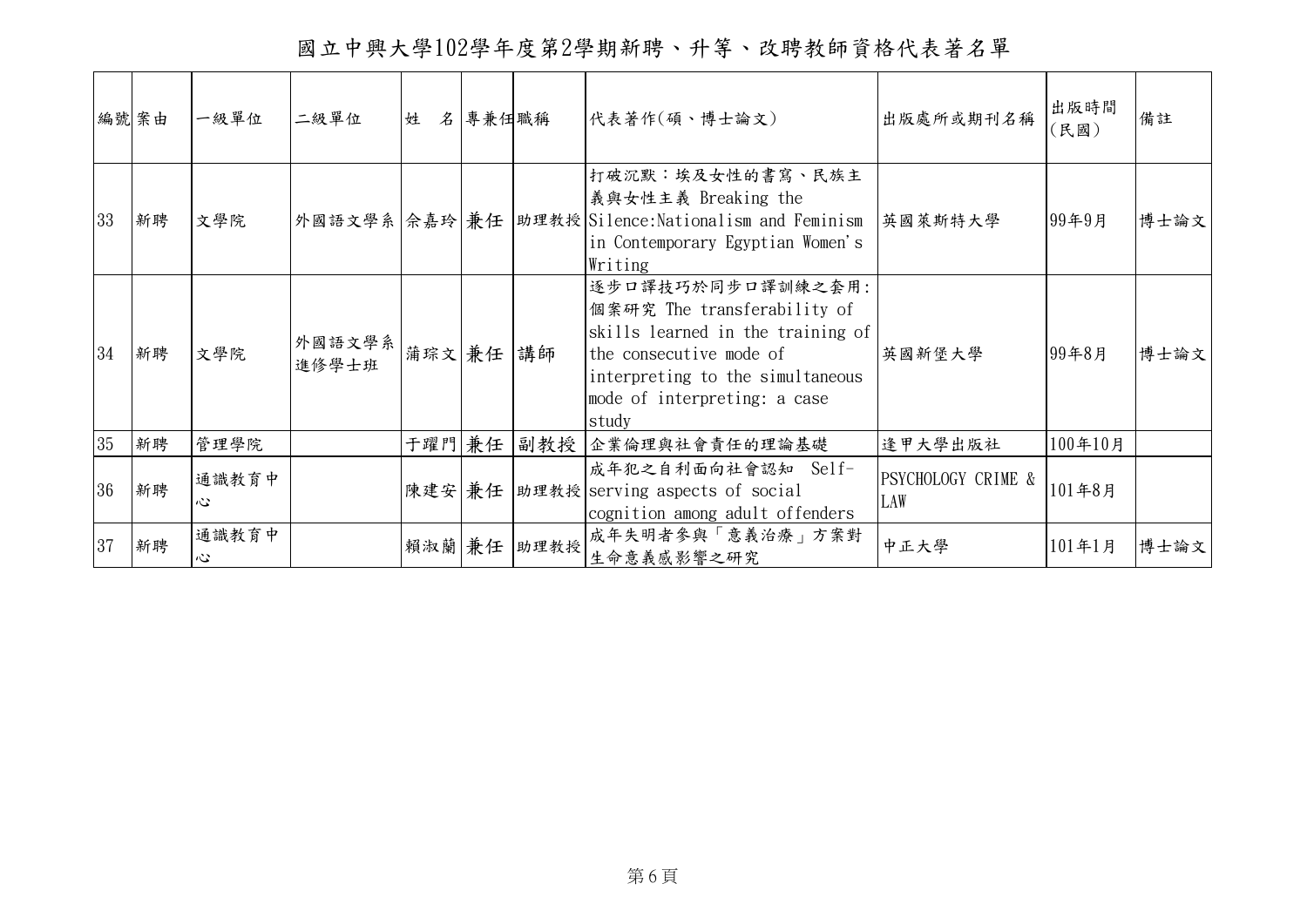# 國立中興大學102學年度第2學期新聘、升等、改聘教師資格代表著名單

| 編號 | 案由 | 一級單位 | 二級單位 | 姓　名 | 專兼任 | 職稱 | 代表著作(碩、博士論文) | 出版處所或期刊名稱 | 出版時間(民國) | 備註 |
|---|---|---|---|---|---|---|---|---|---|---|
| 33 | 新聘 | 文學院 | 外國語文學系 | 余嘉玲 | 兼任 | 助理教授 | 打破沉默：埃及女性的書寫、民族主義與女性主義 Breaking the Silence:Nationalism and Feminism in Contemporary Egyptian Women's Writing | 英國萊斯特大學 | 99年9月 | 博士論文 |
| 34 | 新聘 | 文學院 | 外國語文學系進修學士班 | 蒲琮文 | 兼任 | 講師 | 逐步口譯技巧於同步口譯訓練之套用:個案研究 The transferability of skills learned in the training of the consecutive mode of interpreting to the simultaneous mode of interpreting: a case study | 英國新堡大學 | 99年8月 | 博士論文 |
| 35 | 新聘 | 管理學院 | | 于躍門 | 兼任 | 副教授 | 企業倫理與社會責任的理論基礎 | 逢甲大學出版社 | 100年10月 | |
| 36 | 新聘 | 通識教育中心 | | 陳建安 | 兼任 | 助理教授 | 成年犯之自利面向社會認知 Self-serving aspects of social cognition among adult offenders | PSYCHOLOGY CRIME & LAW | 101年8月 | |
| 37 | 新聘 | 通識教育中心 | | 賴淑蘭 | 兼任 | 助理教授 | 成年失明者參與「意義治療」方案對生命意義感影響之研究 | 中正大學 | 101年1月 | 博士論文 |